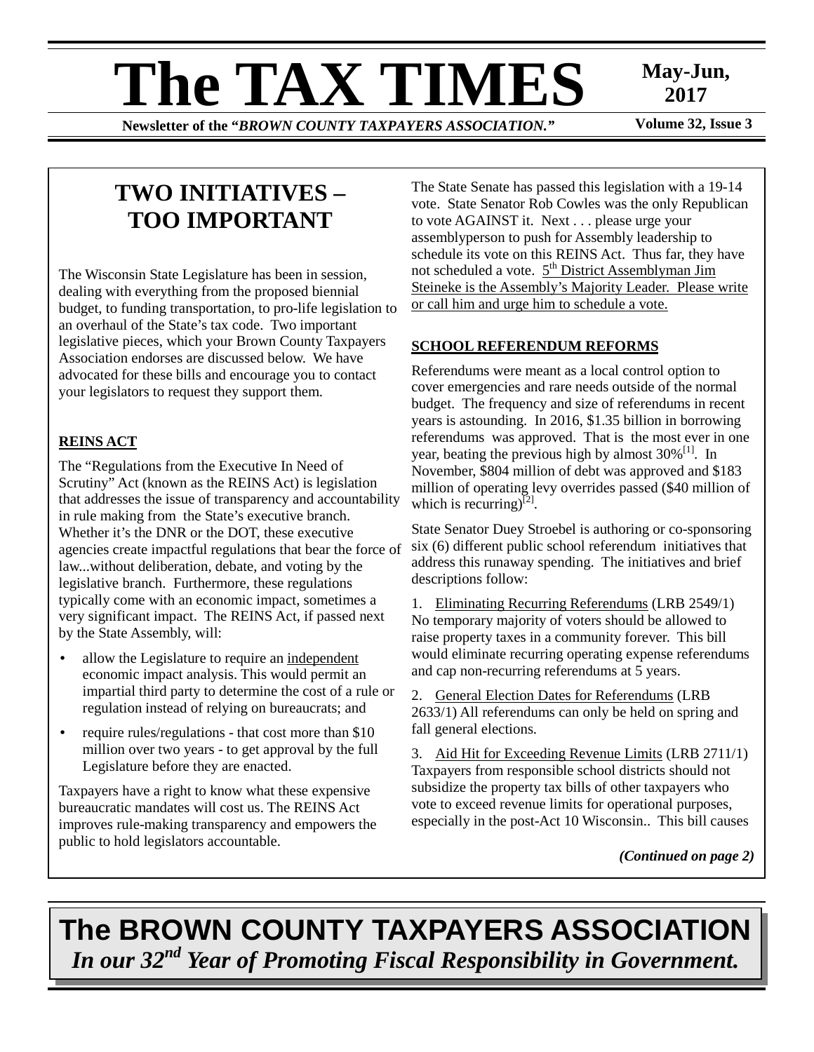# The TAX TIMES

**May-Jun, 2017**

**Newsletter of the "*BROWN COUNTY TAXPAYERS ASSOCIATION.*"** **Volume 32, Issue 3**

## TWO INITIATIVES – TOO IMPORTANT

The Wisconsin State Legislature has been in session, dealing with everything from the proposed biennial budget, to funding transportation, to pro-life legislation to an overhaul of the State's tax code. Two important legislative pieces, which your Brown County Taxpayers Association endorses are discussed below. We have advocated for these bills and encourage you to contact your legislators to request they support them.

### REINS ACT

The "Regulations from the Executive In Need of Scrutiny" Act (known as the REINS Act) is legislation that addresses the issue of transparency and accountability in rule making from the State's executive branch. Whether it's the DNR or the DOT, these executive agencies create impactful regulations that bear the force of law...without deliberation, debate, and voting by the legislative branch. Furthermore, these regulations typically come with an economic impact, sometimes a very significant impact. The REINS Act, if passed next by the State Assembly, will:

- allow the Legislature to require an independent economic impact analysis. This would permit an impartial third party to determine the cost of a rule or regulation instead of relying on bureaucrats; and
- require rules/regulations - that cost more than $10 million over two years - to get approval by the full Legislature before they are enacted.

Taxpayers have a right to know what these expensive bureaucratic mandates will cost us. The REINS Act improves rule-making transparency and empowers the public to hold legislators accountable.

The State Senate has passed this legislation with a 19-14 vote. State Senator Rob Cowles was the only Republican to vote AGAINST it. Next . . . please urge your assemblyperson to push for Assembly leadership to schedule its vote on this REINS Act. Thus far, they have not scheduled a vote. 5th District Assemblyman Jim Steineke is the Assembly's Majority Leader. Please write or call him and urge him to schedule a vote.

### SCHOOL REFERENDUM REFORMS

Referendums were meant as a local control option to cover emergencies and rare needs outside of the normal budget. The frequency and size of referendums in recent years is astounding. In 2016, $1.35 billion in borrowing referendums was approved. That is the most ever in one year, beating the previous high by almost 30%[1]. In November, $804 million of debt was approved and $183 million of operating levy overrides passed ($40 million of which is recurring)[2].

State Senator Duey Stroebel is authoring or co-sponsoring six (6) different public school referendum initiatives that address this runaway spending. The initiatives and brief descriptions follow:

1. Eliminating Recurring Referendums (LRB 2549/1) No temporary majority of voters should be allowed to raise property taxes in a community forever. This bill would eliminate recurring operating expense referendums and cap non-recurring referendums at 5 years.

2. General Election Dates for Referendums (LRB 2633/1) All referendums can only be held on spring and fall general elections.

3. Aid Hit for Exceeding Revenue Limits (LRB 2711/1) Taxpayers from responsible school districts should not subsidize the property tax bills of other taxpayers who vote to exceed revenue limits for operational purposes, especially in the post-Act 10 Wisconsin.. This bill causes

***(Continued on page 2)***

**The BROWN COUNTY TAXPAYERS ASSOCIATION**
***In our 32nd Year of Promoting Fiscal Responsibility in Government.***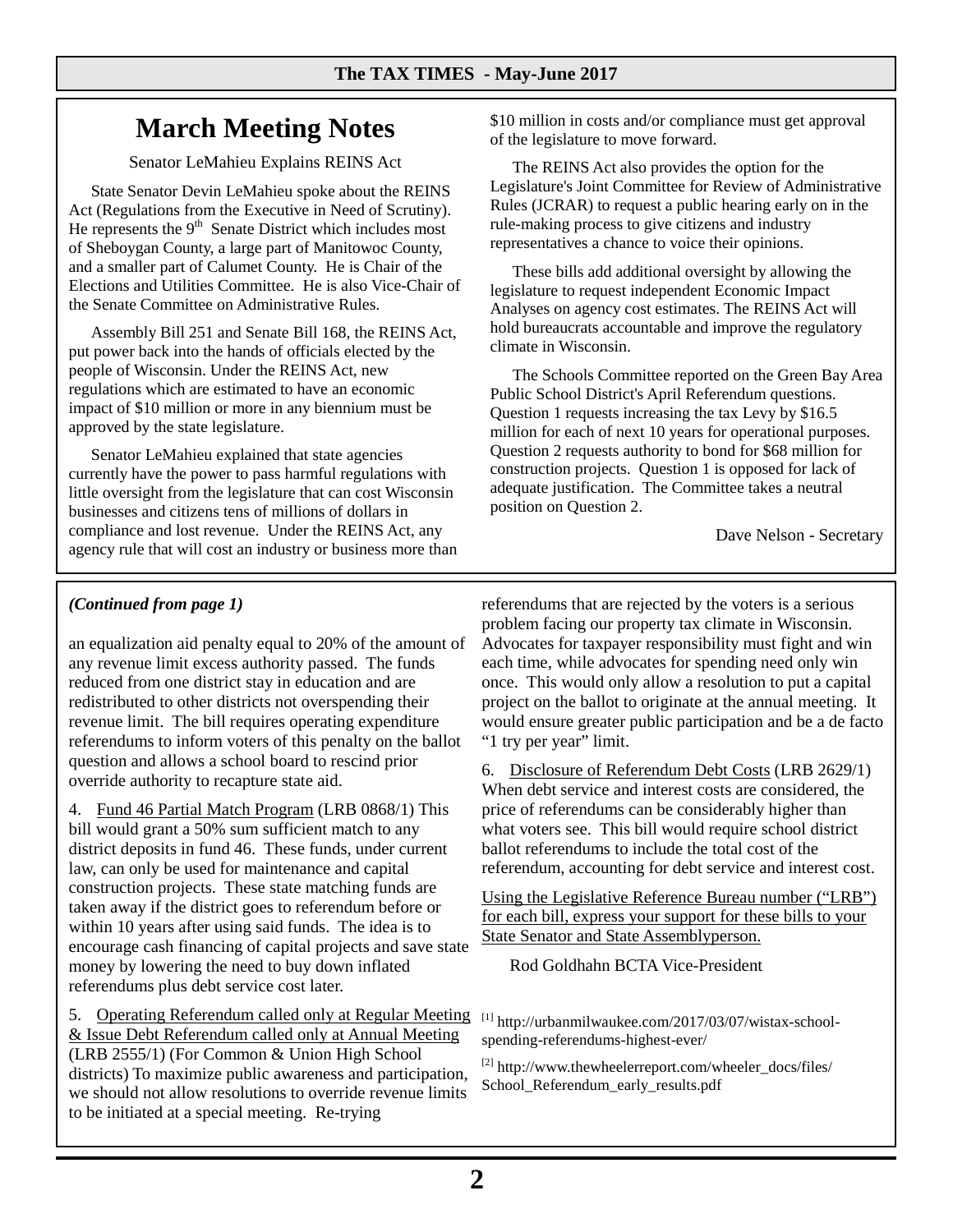# March Meeting Notes

Senator LeMahieu Explains REINS Act

State Senator Devin LeMahieu spoke about the REINS Act (Regulations from the Executive in Need of Scrutiny). He represents the 9th Senate District which includes most of Sheboygan County, a large part of Manitowoc County, and a smaller part of Calumet County. He is Chair of the Elections and Utilities Committee. He is also Vice-Chair of the Senate Committee on Administrative Rules.

Assembly Bill 251 and Senate Bill 168, the REINS Act, put power back into the hands of officials elected by the people of Wisconsin. Under the REINS Act, new regulations which are estimated to have an economic impact of $10 million or more in any biennium must be approved by the state legislature.

Senator LeMahieu explained that state agencies currently have the power to pass harmful regulations with little oversight from the legislature that can cost Wisconsin businesses and citizens tens of millions of dollars in compliance and lost revenue. Under the REINS Act, any agency rule that will cost an industry or business more than $10 million in costs and/or compliance must get approval of the legislature to move forward.

The REINS Act also provides the option for the Legislature's Joint Committee for Review of Administrative Rules (JCRAR) to request a public hearing early on in the rule-making process to give citizens and industry representatives a chance to voice their opinions.

These bills add additional oversight by allowing the legislature to request independent Economic Impact Analyses on agency cost estimates. The REINS Act will hold bureaucrats accountable and improve the regulatory climate in Wisconsin.

The Schools Committee reported on the Green Bay Area Public School District's April Referendum questions. Question 1 requests increasing the tax Levy by $16.5 million for each of next 10 years for operational purposes. Question 2 requests authority to bond for $68 million for construction projects. Question 1 is opposed for lack of adequate justification. The Committee takes a neutral position on Question 2.

Dave Nelson - Secretary

---

***(Continued from page 1)***

an equalization aid penalty equal to 20% of the amount of any revenue limit excess authority passed. The funds reduced from one district stay in education and are redistributed to other districts not overspending their revenue limit. The bill requires operating expenditure referendums to inform voters of this penalty on the ballot question and allows a school board to rescind prior override authority to recapture state aid.

4. Fund 46 Partial Match Program (LRB 0868/1) This bill would grant a 50% sum sufficient match to any district deposits in fund 46. These funds, under current law, can only be used for maintenance and capital construction projects. These state matching funds are taken away if the district goes to referendum before or within 10 years after using said funds. The idea is to encourage cash financing of capital projects and save state money by lowering the need to buy down inflated referendums plus debt service cost later.

5. Operating Referendum called only at Regular Meeting & Issue Debt Referendum called only at Annual Meeting (LRB 2555/1) (For Common & Union High School districts) To maximize public awareness and participation, we should not allow resolutions to override revenue limits to be initiated at a special meeting. Re-trying referendums that are rejected by the voters is a serious problem facing our property tax climate in Wisconsin. Advocates for taxpayer responsibility must fight and win each time, while advocates for spending need only win once. This would only allow a resolution to put a capital project on the ballot to originate at the annual meeting. It would ensure greater public participation and be a de facto "1 try per year" limit.

6. Disclosure of Referendum Debt Costs (LRB 2629/1) When debt service and interest costs are considered, the price of referendums can be considerably higher than what voters see. This bill would require school district ballot referendums to include the total cost of the referendum, accounting for debt service and interest cost.

Using the Legislative Reference Bureau number ("LRB") for each bill, express your support for these bills to your State Senator and State Assemblyperson.

Rod Goldhahn BCTA Vice-President

[1] http://urbanmilwaukee.com/2017/03/07/wistax-school-spending-referendums-highest-ever/

[2] http://www.thewheelerreport.com/wheeler_docs/files/School_Referendum_early_results.pdf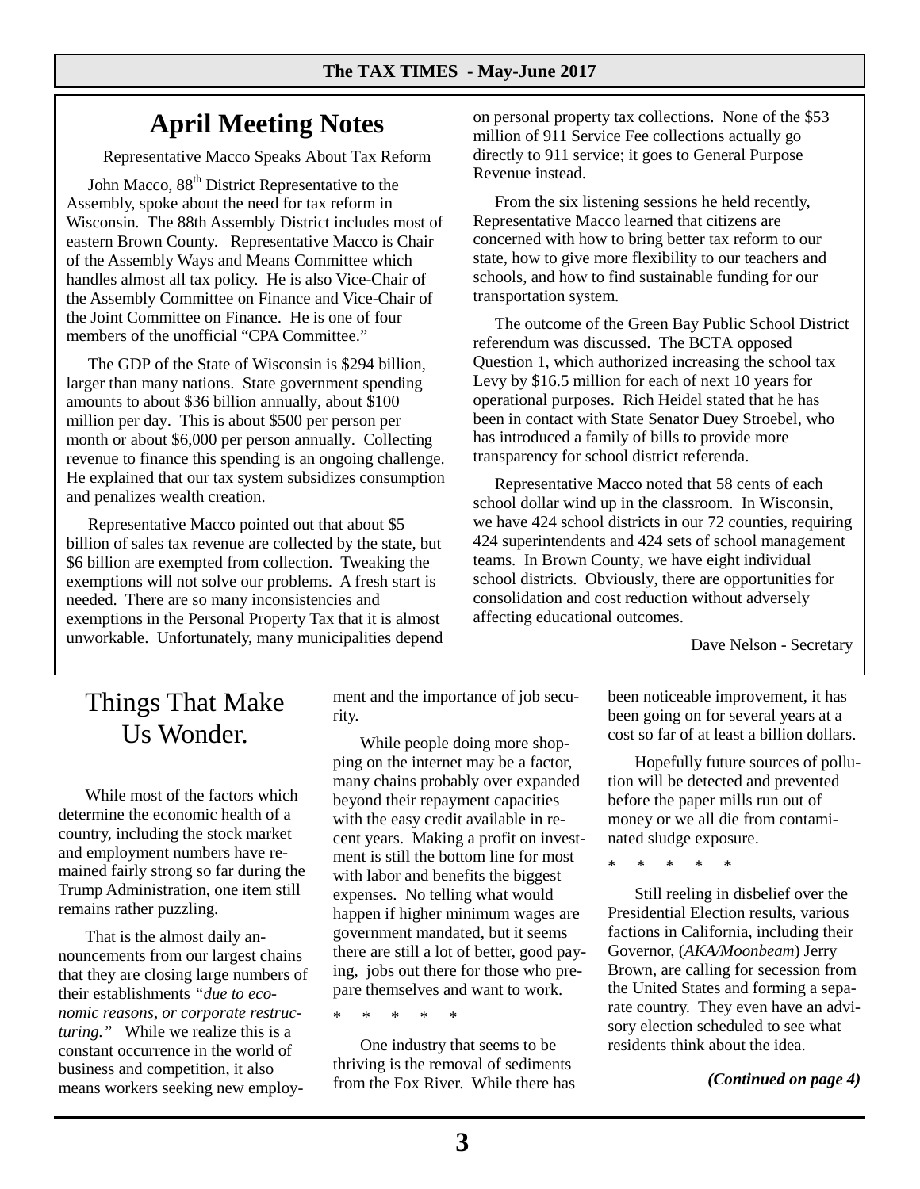# April Meeting Notes

Representative Macco Speaks About Tax Reform

John Macco, 88th District Representative to the Assembly, spoke about the need for tax reform in Wisconsin. The 88th Assembly District includes most of eastern Brown County. Representative Macco is Chair of the Assembly Ways and Means Committee which handles almost all tax policy. He is also Vice-Chair of the Assembly Committee on Finance and Vice-Chair of the Joint Committee on Finance. He is one of four members of the unofficial "CPA Committee."

The GDP of the State of Wisconsin is $294 billion, larger than many nations. State government spending amounts to about $36 billion annually, about $100 million per day. This is about $500 per person per month or about $6,000 per person annually. Collecting revenue to finance this spending is an ongoing challenge. He explained that our tax system subsidizes consumption and penalizes wealth creation.

Representative Macco pointed out that about $5 billion of sales tax revenue are collected by the state, but $6 billion are exempted from collection. Tweaking the exemptions will not solve our problems. A fresh start is needed. There are so many inconsistencies and exemptions in the Personal Property Tax that it is almost unworkable. Unfortunately, many municipalities depend on personal property tax collections. None of the $53 million of 911 Service Fee collections actually go directly to 911 service; it goes to General Purpose Revenue instead.

From the six listening sessions he held recently, Representative Macco learned that citizens are concerned with how to bring better tax reform to our state, how to give more flexibility to our teachers and schools, and how to find sustainable funding for our transportation system.

The outcome of the Green Bay Public School District referendum was discussed. The BCTA opposed Question 1, which authorized increasing the school tax Levy by $16.5 million for each of next 10 years for operational purposes. Rich Heidel stated that he has been in contact with State Senator Duey Stroebel, who has introduced a family of bills to provide more transparency for school district referenda.

Representative Macco noted that 58 cents of each school dollar wind up in the classroom. In Wisconsin, we have 424 school districts in our 72 counties, requiring 424 superintendents and 424 sets of school management teams. In Brown County, we have eight individual school districts. Obviously, there are opportunities for consolidation and cost reduction without adversely affecting educational outcomes.

Dave Nelson - Secretary

# Things That Make Us Wonder.

While most of the factors which determine the economic health of a country, including the stock market and employment numbers have remained fairly strong so far during the Trump Administration, one item still remains rather puzzling.

That is the almost daily announcements from our largest chains that they are closing large numbers of their establishments *"due to economic reasons, or corporate restructuring."* While we realize this is a constant occurrence in the world of business and competition, it also means workers seeking new employment and the importance of job security.

While people doing more shopping on the internet may be a factor, many chains probably over expanded beyond their repayment capacities with the easy credit available in recent years. Making a profit on investment is still the bottom line for most with labor and benefits the biggest expenses. No telling what would happen if higher minimum wages are government mandated, but it seems there are still a lot of better, good paying, jobs out there for those who prepare themselves and want to work.

\* \* \* \* \*

One industry that seems to be thriving is the removal of sediments from the Fox River. While there has been noticeable improvement, it has been going on for several years at a cost so far of at least a billion dollars.

Hopefully future sources of pollution will be detected and prevented before the paper mills run out of money or we all die from contaminated sludge exposure.

\* \* \* \* \*

Still reeling in disbelief over the Presidential Election results, various factions in California, including their Governor, (*AKA/Moonbeam*) Jerry Brown, are calling for secession from the United States and forming a separate country. They even have an advisory election scheduled to see what residents think about the idea.

***(Continued on page 4)***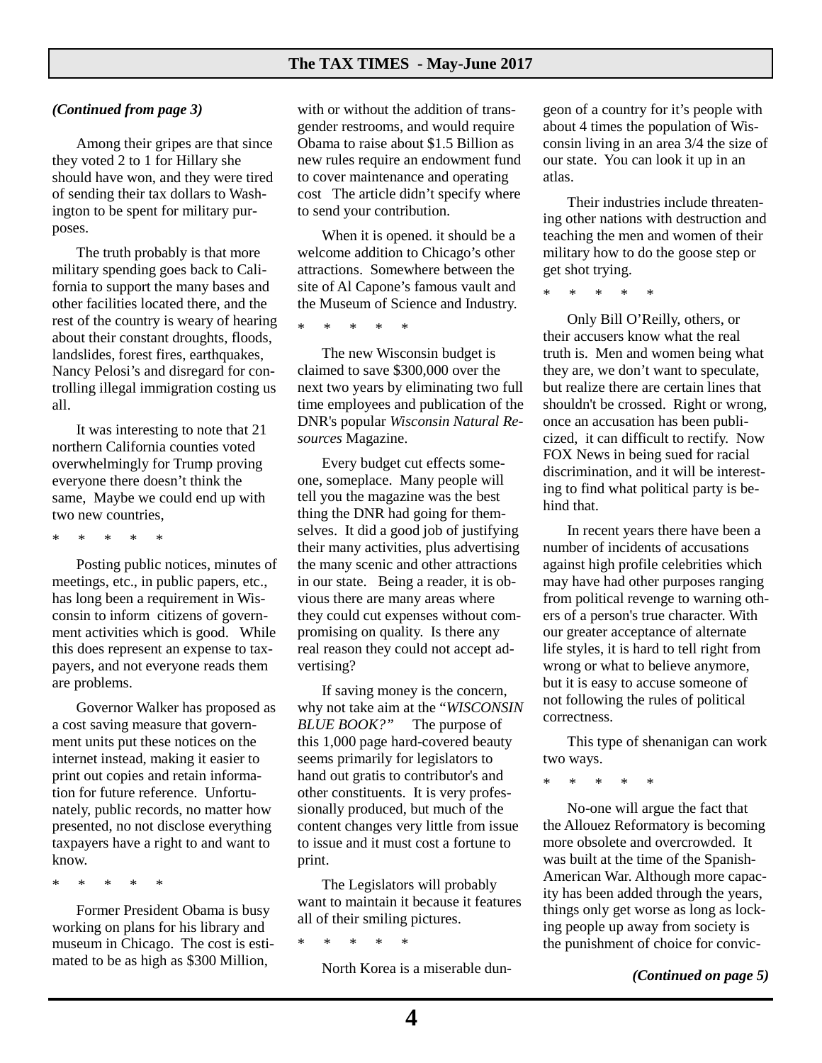*(Continued from page 3)*

Among their gripes are that since they voted 2 to 1 for Hillary she should have won, and they were tired of sending their tax dollars to Washington to be spent for military purposes.

The truth probably is that more military spending goes back to California to support the many bases and other facilities located there, and the rest of the country is weary of hearing about their constant droughts, floods, landslides, forest fires, earthquakes, Nancy Pelosi's and disregard for controlling illegal immigration costing us all.

It was interesting to note that 21 northern California counties voted overwhelmingly for Trump proving everyone there doesn't think the same, Maybe we could end up with two new countries,

\* \* \* \* \*

Posting public notices, minutes of meetings, etc., in public papers, etc., has long been a requirement in Wisconsin to inform citizens of government activities which is good. While this does represent an expense to taxpayers, and not everyone reads them are problems.

Governor Walker has proposed as a cost saving measure that government units put these notices on the internet instead, making it easier to print out copies and retain information for future reference. Unfortunately, public records, no matter how presented, no not disclose everything taxpayers have a right to and want to know.

\* \* \* \* \*

Former President Obama is busy working on plans for his library and museum in Chicago. The cost is estimated to be as high as $300 Million, with or without the addition of transgender restrooms, and would require Obama to raise about $1.5 Billion as new rules require an endowment fund to cover maintenance and operating cost The article didn't specify where to send your contribution.

When it is opened. it should be a welcome addition to Chicago's other attractions. Somewhere between the site of Al Capone's famous vault and the Museum of Science and Industry.

\* \* \* \* \*

The new Wisconsin budget is claimed to save $300,000 over the next two years by eliminating two full time employees and publication of the DNR's popular *Wisconsin Natural Resources* Magazine.

Every budget cut effects someone, someplace. Many people will tell you the magazine was the best thing the DNR had going for themselves. It did a good job of justifying their many activities, plus advertising the many scenic and other attractions in our state. Being a reader, it is obvious there are many areas where they could cut expenses without compromising on quality. Is there any real reason they could not accept advertising?

If saving money is the concern, why not take aim at the "*WISCONSIN BLUE BOOK?"* The purpose of this 1,000 page hard-covered beauty seems primarily for legislators to hand out gratis to contributor's and other constituents. It is very professionally produced, but much of the content changes very little from issue to issue and it must cost a fortune to print.

The Legislators will probably want to maintain it because it features all of their smiling pictures.

\* \* \* \* \*

North Korea is a miserable dungeon of a country for it's people with about 4 times the population of Wisconsin living in an area 3/4 the size of our state. You can look it up in an atlas.

Their industries include threatening other nations with destruction and teaching the men and women of their military how to do the goose step or get shot trying.

\* \* \* \* \*

Only Bill O'Reilly, others, or their accusers know what the real truth is. Men and women being what they are, we don't want to speculate, but realize there are certain lines that shouldn't be crossed. Right or wrong, once an accusation has been publicized, it can difficult to rectify. Now FOX News in being sued for racial discrimination, and it will be interesting to find what political party is behind that.

In recent years there have been a number of incidents of accusations against high profile celebrities which may have had other purposes ranging from political revenge to warning others of a person's true character. With our greater acceptance of alternate life styles, it is hard to tell right from wrong or what to believe anymore, but it is easy to accuse someone of not following the rules of political correctness.

This type of shenanigan can work two ways.

\* \* \* \* \*

No-one will argue the fact that the Allouez Reformatory is becoming more obsolete and overcrowded. It was built at the time of the Spanish-American War. Although more capacity has been added through the years, things only get worse as long as locking people up away from society is the punishment of choice for convic-

*(Continued on page 5)*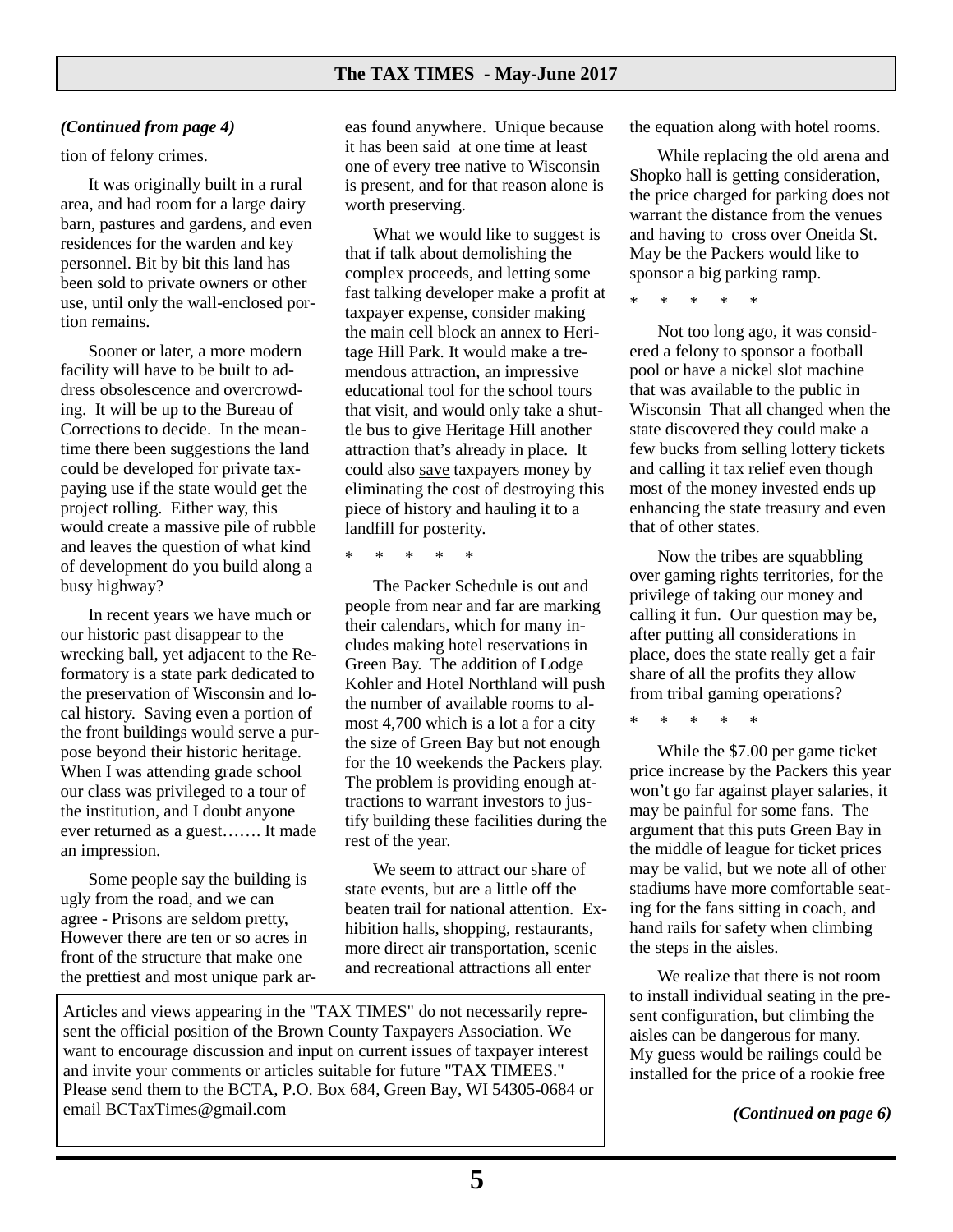*(Continued from page 4)*

tion of felony crimes.

It was originally built in a rural area, and had room for a large dairy barn, pastures and gardens, and even residences for the warden and key personnel. Bit by bit this land has been sold to private owners or other use, until only the wall-enclosed portion remains.

Sooner or later, a more modern facility will have to be built to address obsolescence and overcrowding. It will be up to the Bureau of Corrections to decide. In the meantime there been suggestions the land could be developed for private taxpaying use if the state would get the project rolling. Either way, this would create a massive pile of rubble and leaves the question of what kind of development do you build along a busy highway?

In recent years we have much or our historic past disappear to the wrecking ball, yet adjacent to the Reformatory is a state park dedicated to the preservation of Wisconsin and local history. Saving even a portion of the front buildings would serve a purpose beyond their historic heritage. When I was attending grade school our class was privileged to a tour of the institution, and I doubt anyone ever returned as a guest……. It made an impression.

Some people say the building is ugly from the road, and we can agree - Prisons are seldom pretty, However there are ten or so acres in front of the structure that make one the prettiest and most unique park areas found anywhere. Unique because it has been said at one time at least one of every tree native to Wisconsin is present, and for that reason alone is worth preserving.

What we would like to suggest is that if talk about demolishing the complex proceeds, and letting some fast talking developer make a profit at taxpayer expense, consider making the main cell block an annex to Heritage Hill Park. It would make a tremendous attraction, an impressive educational tool for the school tours that visit, and would only take a shuttle bus to give Heritage Hill another attraction that's already in place. It could also save taxpayers money by eliminating the cost of destroying this piece of history and hauling it to a landfill for posterity.

\*   \*   \*   \*   \*

The Packer Schedule is out and people from near and far are marking their calendars, which for many includes making hotel reservations in Green Bay. The addition of Lodge Kohler and Hotel Northland will push the number of available rooms to almost 4,700 which is a lot a for a city the size of Green Bay but not enough for the 10 weekends the Packers play. The problem is providing enough attractions to warrant investors to justify building these facilities during the rest of the year.

We seem to attract our share of state events, but are a little off the beaten trail for national attention. Exhibition halls, shopping, restaurants, more direct air transportation, scenic and recreational attractions all enter the equation along with hotel rooms.

While replacing the old arena and Shopko hall is getting consideration, the price charged for parking does not warrant the distance from the venues and having to cross over Oneida St. May be the Packers would like to sponsor a big parking ramp.

\*   \*   \*   \*   \*

Not too long ago, it was considered a felony to sponsor a football pool or have a nickel slot machine that was available to the public in Wisconsin That all changed when the state discovered they could make a few bucks from selling lottery tickets and calling it tax relief even though most of the money invested ends up enhancing the state treasury and even that of other states.

Now the tribes are squabbling over gaming rights territories, for the privilege of taking our money and calling it fun. Our question may be, after putting all considerations in place, does the state really get a fair share of all the profits they allow from tribal gaming operations?

\*   \*   \*   \*   \*

While the $7.00 per game ticket price increase by the Packers this year won't go far against player salaries, it may be painful for some fans. The argument that this puts Green Bay in the middle of league for ticket prices may be valid, but we note all of other stadiums have more comfortable seating for the fans sitting in coach, and hand rails for safety when climbing the steps in the aisles.

We realize that there is not room to install individual seating in the present configuration, but climbing the aisles can be dangerous for many. My guess would be railings could be installed for the price of a rookie free

*(Continued on page 6)*

Articles and views appearing in the "TAX TIMES" do not necessarily represent the official position of the Brown County Taxpayers Association. We want to encourage discussion and input on current issues of taxpayer interest and invite your comments or articles suitable for future "TAX TIMEES." Please send them to the BCTA, P.O. Box 684, Green Bay, WI 54305-0684 or email BCTaxTimes@gmail.com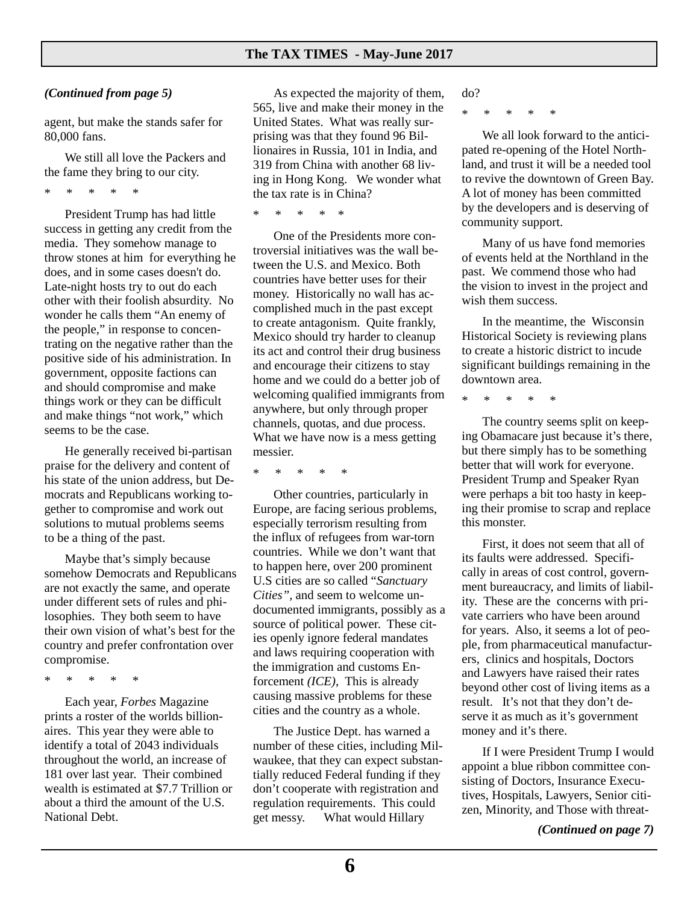*(Continued from page 5)*

agent, but make the stands safer for 80,000 fans.

We still all love the Packers and the fame they bring to our city.

\*     \*     \*     \*     \*

President Trump has had little success in getting any credit from the media. They somehow manage to throw stones at him for everything he does, and in some cases doesn't do. Late-night hosts try to out do each other with their foolish absurdity. No wonder he calls them "An enemy of the people," in response to concentrating on the negative rather than the positive side of his administration. In government, opposite factions can and should compromise and make things work or they can be difficult and make things "not work," which seems to be the case.

He generally received bi-partisan praise for the delivery and content of his state of the union address, but Democrats and Republicans working together to compromise and work out solutions to mutual problems seems to be a thing of the past.

Maybe that's simply because somehow Democrats and Republicans are not exactly the same, and operate under different sets of rules and philosophies. They both seem to have their own vision of what's best for the country and prefer confrontation over compromise.

\*     \*     \*     \*     \*

Each year, *Forbes* Magazine prints a roster of the worlds billionaires. This year they were able to identify a total of 2043 individuals throughout the world, an increase of 181 over last year. Their combined wealth is estimated at $7.7 Trillion or about a third the amount of the U.S. National Debt.

As expected the majority of them, 565, live and make their money in the United States. What was really surprising was that they found 96 Billionaires in Russia, 101 in India, and 319 from China with another 68 living in Hong Kong. We wonder what the tax rate is in China?

\*     \*     \*     \*     \*

One of the Presidents more controversial initiatives was the wall between the U.S. and Mexico. Both countries have better uses for their money. Historically no wall has accomplished much in the past except to create antagonism. Quite frankly, Mexico should try harder to cleanup its act and control their drug business and encourage their citizens to stay home and we could do a better job of welcoming qualified immigrants from anywhere, but only through proper channels, quotas, and due process. What we have now is a mess getting messier.

\*     \*     \*     \*     \*

Other countries, particularly in Europe, are facing serious problems, especially terrorism resulting from the influx of refugees from war-torn countries. While we don't want that to happen here, over 200 prominent U.S cities are so called "*Sanctuary Cities"*, and seem to welcome undocumented immigrants, possibly as a source of political power. These cities openly ignore federal mandates and laws requiring cooperation with the immigration and customs Enforcement *(ICE)*, This is already causing massive problems for these cities and the country as a whole.

The Justice Dept. has warned a number of these cities, including Milwaukee, that they can expect substantially reduced Federal funding if they don't cooperate with registration and regulation requirements. This could get messy. What would Hillary do?

\*     \*     \*     \*     \*

We all look forward to the anticipated re-opening of the Hotel Northland, and trust it will be a needed tool to revive the downtown of Green Bay. A lot of money has been committed by the developers and is deserving of community support.

Many of us have fond memories of events held at the Northland in the past. We commend those who had the vision to invest in the project and wish them success.

In the meantime, the Wisconsin Historical Society is reviewing plans to create a historic district to incude significant buildings remaining in the downtown area.

\*     \*     \*     \*     \*

The country seems split on keeping Obamacare just because it's there, but there simply has to be something better that will work for everyone. President Trump and Speaker Ryan were perhaps a bit too hasty in keeping their promise to scrap and replace this monster.

First, it does not seem that all of its faults were addressed. Specifically in areas of cost control, government bureaucracy, and limits of liability. These are the concerns with private carriers who have been around for years. Also, it seems a lot of people, from pharmaceutical manufacturers, clinics and hospitals, Doctors and Lawyers have raised their rates beyond other cost of living items as a result. It's not that they don't deserve it as much as it's government money and it's there.

If I were President Trump I would appoint a blue ribbon committee consisting of Doctors, Insurance Executives, Hospitals, Lawyers, Senior citizen, Minority, and Those with threat-

***(Continued on page 7)***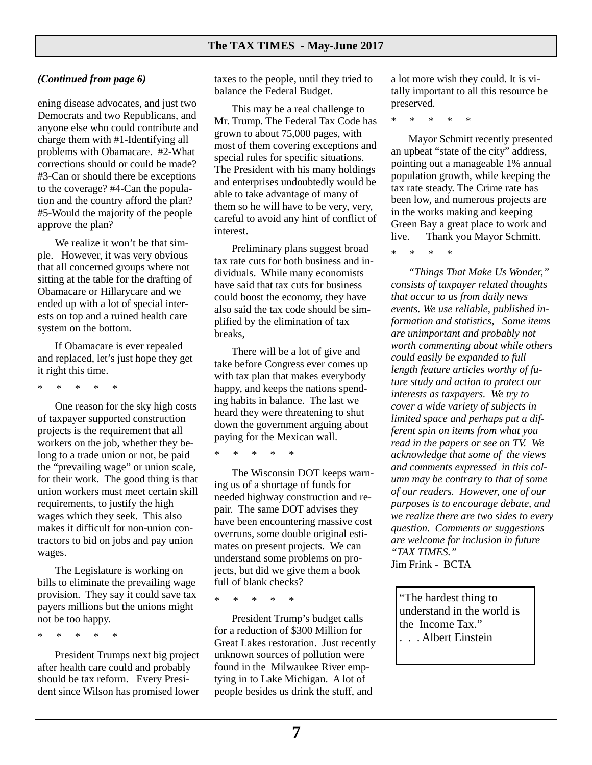*(Continued from page 6)*

ening disease advocates, and just two Democrats and two Republicans, and anyone else who could contribute and charge them with #1-Identifying all problems with Obamacare. #2-What corrections should or could be made? #3-Can or should there be exceptions to the coverage? #4-Can the population and the country afford the plan? #5-Would the majority of the people approve the plan?

We realize it won't be that simple. However, it was very obvious that all concerned groups where not sitting at the table for the drafting of Obamacare or Hillarycare and we ended up with a lot of special interests on top and a ruined health care system on the bottom.

If Obamacare is ever repealed and replaced, let's just hope they get it right this time.

\* \* \* \* \*

One reason for the sky high costs of taxpayer supported construction projects is the requirement that all workers on the job, whether they belong to a trade union or not, be paid the "prevailing wage" or union scale, for their work. The good thing is that union workers must meet certain skill requirements, to justify the high wages which they seek. This also makes it difficult for non-union contractors to bid on jobs and pay union wages.

The Legislature is working on bills to eliminate the prevailing wage provision. They say it could save tax payers millions but the unions might not be too happy.

\* \* \* \* \*

President Trumps next big project after health care could and probably should be tax reform. Every President since Wilson has promised lower taxes to the people, until they tried to balance the Federal Budget.

This may be a real challenge to Mr. Trump. The Federal Tax Code has grown to about 75,000 pages, with most of them covering exceptions and special rules for specific situations. The President with his many holdings and enterprises undoubtedly would be able to take advantage of many of them so he will have to be very, very, careful to avoid any hint of conflict of interest.

Preliminary plans suggest broad tax rate cuts for both business and individuals. While many economists have said that tax cuts for business could boost the economy, they have also said the tax code should be simplified by the elimination of tax breaks,

There will be a lot of give and take before Congress ever comes up with tax plan that makes everybody happy, and keeps the nations spending habits in balance. The last we heard they were threatening to shut down the government arguing about paying for the Mexican wall.

\* \* \* \* \*

The Wisconsin DOT keeps warning us of a shortage of funds for needed highway construction and repair. The same DOT advises they have been encountering massive cost overruns, some double original estimates on present projects. We can understand some problems on projects, but did we give them a book full of blank checks?

\* \* \* \* \*

President Trump's budget calls for a reduction of $300 Million for Great Lakes restoration. Just recently unknown sources of pollution were found in the Milwaukee River emptying in to Lake Michigan. A lot of people besides us drink the stuff, and a lot more wish they could. It is vitally important to all this resource be preserved.

\* \* \* \* \*

Mayor Schmitt recently presented an upbeat "state of the city" address, pointing out a manageable 1% annual population growth, while keeping the tax rate steady. The Crime rate has been low, and numerous projects are in the works making and keeping Green Bay a great place to work and live. Thank you Mayor Schmitt.

\* \* \* \*

*"Things That Make Us Wonder," consists of taxpayer related thoughts that occur to us from daily news events. We use reliable, published information and statistics, Some items are unimportant and probably not worth commenting about while others could easily be expanded to full length feature articles worthy of future study and action to protect our interests as taxpayers. We try to cover a wide variety of subjects in limited space and perhaps put a different spin on items from what you read in the papers or see on TV. We acknowledge that some of the views and comments expressed in this column may be contrary to that of some of our readers. However, one of our purposes is to encourage debate, and we realize there are two sides to every question. Comments or suggestions are welcome for inclusion in future "TAX TIMES."*

Jim Frink - BCTA

> "The hardest thing to understand in the world is the Income Tax."
> . . . Albert Einstein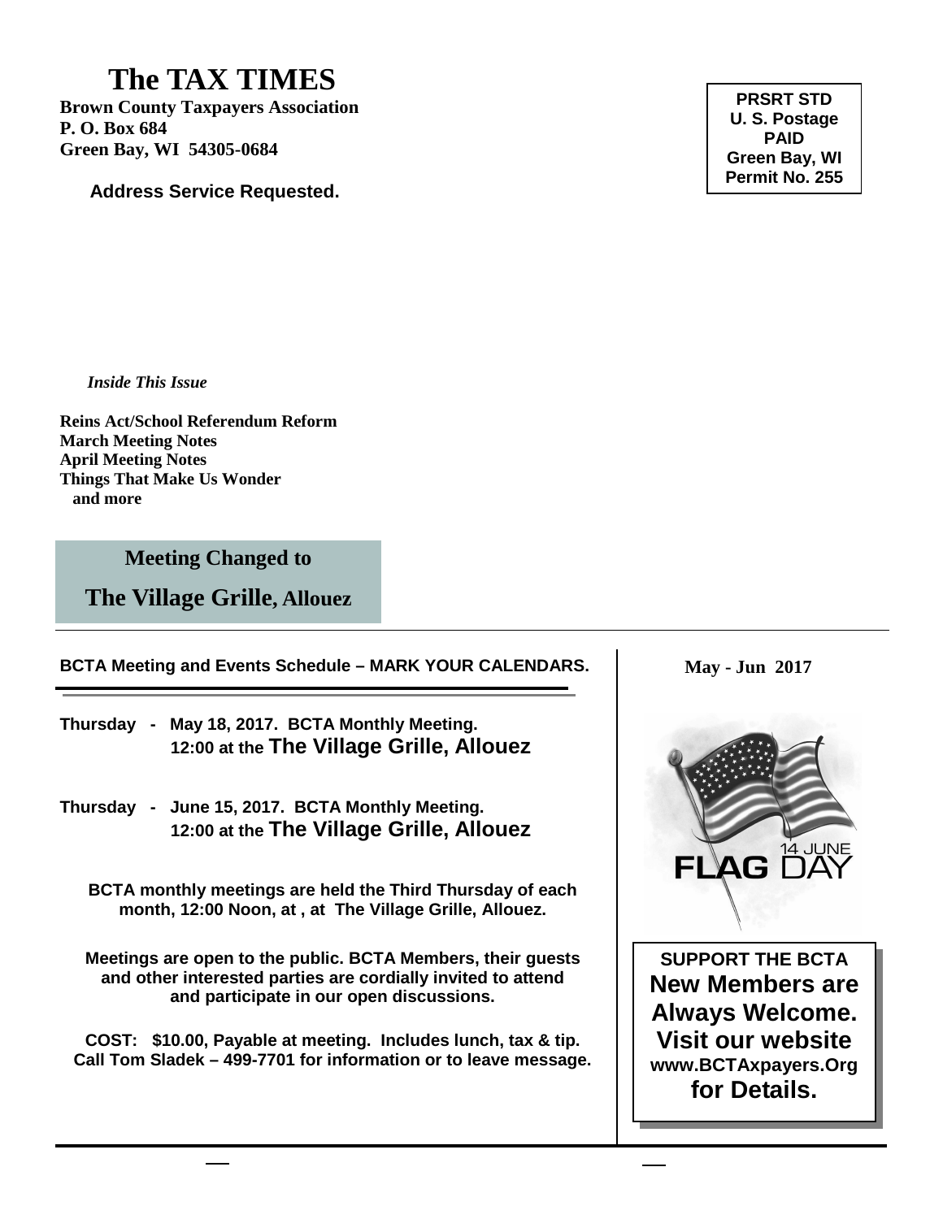# The TAX TIMES

**Brown County Taxpayers Association**
**P. O. Box 684**
**Green Bay, WI 54305-0684**

**Address Service Requested.**

**PRSRT STD**
**U. S. Postage**
**PAID**
**Green Bay, WI**
**Permit No. 255**

***Inside This Issue***

**Reins Act/School Referendum Reform**
**March Meeting Notes**
**April Meeting Notes**
**Things That Make Us Wonder**
**and more**

**Meeting Changed to**

**The Village Grille, Allouez**

**BCTA Meeting and Events Schedule – MARK YOUR CALENDARS.**

**Thursday - May 18, 2017. BCTA Monthly Meeting.**
**12:00 at the The Village Grille, Allouez**

**Thursday - June 15, 2017. BCTA Monthly Meeting.**
**12:00 at the The Village Grille, Allouez**

**BCTA monthly meetings are held the Third Thursday of each month, 12:00 Noon, at , at The Village Grille, Allouez.**

**Meetings are open to the public. BCTA Members, their guests and other interested parties are cordially invited to attend and participate in our open discussions.**

**COST: $10.00, Payable at meeting. Includes lunch, tax & tip.**
**Call Tom Sladek – 499-7701 for information or to leave message.**

**May - Jun 2017**

14 JUNE
FLAG DAY

**SUPPORT THE BCTA**
**New Members are Always Welcome. Visit our website**
**www.BCTAxpayers.Org**
**for Details.**